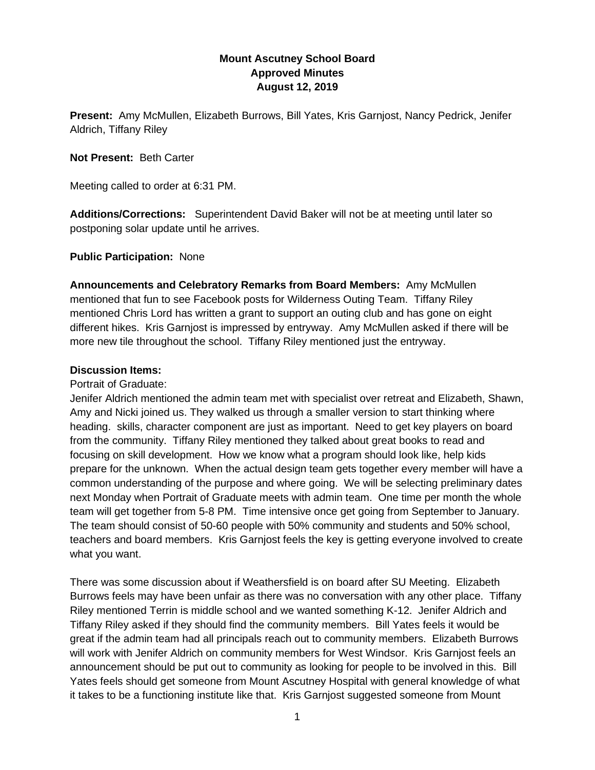**Mount Ascutney School Board**
**Approved Minutes**
**August 12, 2019**

**Present:** Amy McMullen, Elizabeth Burrows, Bill Yates, Kris Garnjost, Nancy Pedrick, Jenifer Aldrich, Tiffany Riley

**Not Present:** Beth Carter

Meeting called to order at 6:31 PM.

**Additions/Corrections:** Superintendent David Baker will not be at meeting until later so postponing solar update until he arrives.

**Public Participation:** None

**Announcements and Celebratory Remarks from Board Members:** Amy McMullen mentioned that fun to see Facebook posts for Wilderness Outing Team. Tiffany Riley mentioned Chris Lord has written a grant to support an outing club and has gone on eight different hikes. Kris Garnjost is impressed by entryway. Amy McMullen asked if there will be more new tile throughout the school. Tiffany Riley mentioned just the entryway.

**Discussion Items:**

Portrait of Graduate:

Jenifer Aldrich mentioned the admin team met with specialist over retreat and Elizabeth, Shawn, Amy and Nicki joined us. They walked us through a smaller version to start thinking where heading. skills, character component are just as important. Need to get key players on board from the community. Tiffany Riley mentioned they talked about great books to read and focusing on skill development. How we know what a program should look like, help kids prepare for the unknown. When the actual design team gets together every member will have a common understanding of the purpose and where going. We will be selecting preliminary dates next Monday when Portrait of Graduate meets with admin team. One time per month the whole team will get together from 5-8 PM. Time intensive once get going from September to January. The team should consist of 50-60 people with 50% community and students and 50% school, teachers and board members. Kris Garnjost feels the key is getting everyone involved to create what you want.

There was some discussion about if Weathersfield is on board after SU Meeting. Elizabeth Burrows feels may have been unfair as there was no conversation with any other place. Tiffany Riley mentioned Terrin is middle school and we wanted something K-12. Jenifer Aldrich and Tiffany Riley asked if they should find the community members. Bill Yates feels it would be great if the admin team had all principals reach out to community members. Elizabeth Burrows will work with Jenifer Aldrich on community members for West Windsor. Kris Garnjost feels an announcement should be put out to community as looking for people to be involved in this. Bill Yates feels should get someone from Mount Ascutney Hospital with general knowledge of what it takes to be a functioning institute like that. Kris Garnjost suggested someone from Mount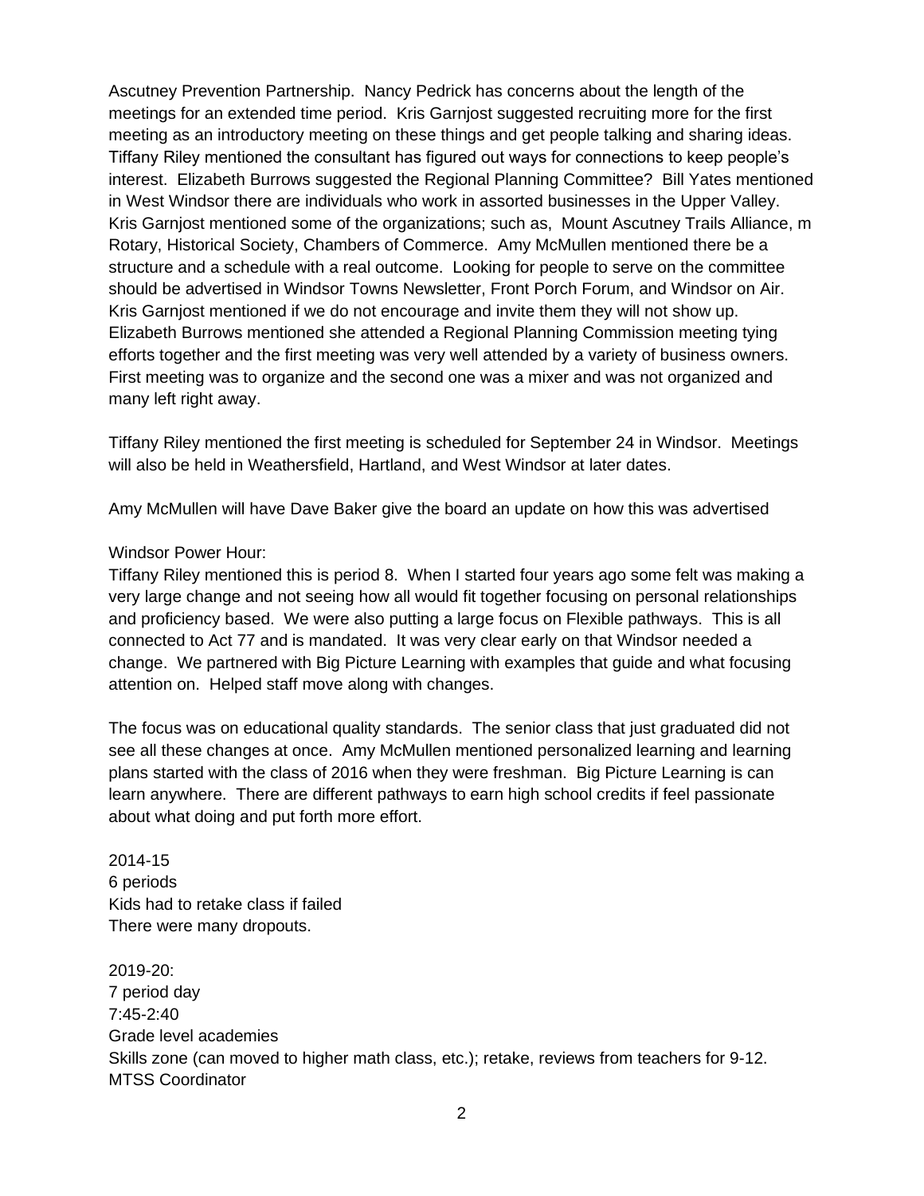Ascutney Prevention Partnership. Nancy Pedrick has concerns about the length of the meetings for an extended time period. Kris Garnjost suggested recruiting more for the first meeting as an introductory meeting on these things and get people talking and sharing ideas. Tiffany Riley mentioned the consultant has figured out ways for connections to keep people's interest. Elizabeth Burrows suggested the Regional Planning Committee? Bill Yates mentioned in West Windsor there are individuals who work in assorted businesses in the Upper Valley. Kris Garnjost mentioned some of the organizations; such as, Mount Ascutney Trails Alliance, m Rotary, Historical Society, Chambers of Commerce. Amy McMullen mentioned there be a structure and a schedule with a real outcome. Looking for people to serve on the committee should be advertised in Windsor Towns Newsletter, Front Porch Forum, and Windsor on Air. Kris Garnjost mentioned if we do not encourage and invite them they will not show up. Elizabeth Burrows mentioned she attended a Regional Planning Commission meeting tying efforts together and the first meeting was very well attended by a variety of business owners. First meeting was to organize and the second one was a mixer and was not organized and many left right away.

Tiffany Riley mentioned the first meeting is scheduled for September 24 in Windsor. Meetings will also be held in Weathersfield, Hartland, and West Windsor at later dates.

Amy McMullen will have Dave Baker give the board an update on how this was advertised

Windsor Power Hour:
Tiffany Riley mentioned this is period 8. When I started four years ago some felt was making a very large change and not seeing how all would fit together focusing on personal relationships and proficiency based. We were also putting a large focus on Flexible pathways. This is all connected to Act 77 and is mandated. It was very clear early on that Windsor needed a change. We partnered with Big Picture Learning with examples that guide and what focusing attention on. Helped staff move along with changes.

The focus was on educational quality standards. The senior class that just graduated did not see all these changes at once. Amy McMullen mentioned personalized learning and learning plans started with the class of 2016 when they were freshman. Big Picture Learning is can learn anywhere. There are different pathways to earn high school credits if feel passionate about what doing and put forth more effort.

2014-15
6 periods
Kids had to retake class if failed
There were many dropouts.

2019-20:
7 period day
7:45-2:40
Grade level academies
Skills zone (can moved to higher math class, etc.); retake, reviews from teachers for 9-12.
MTSS Coordinator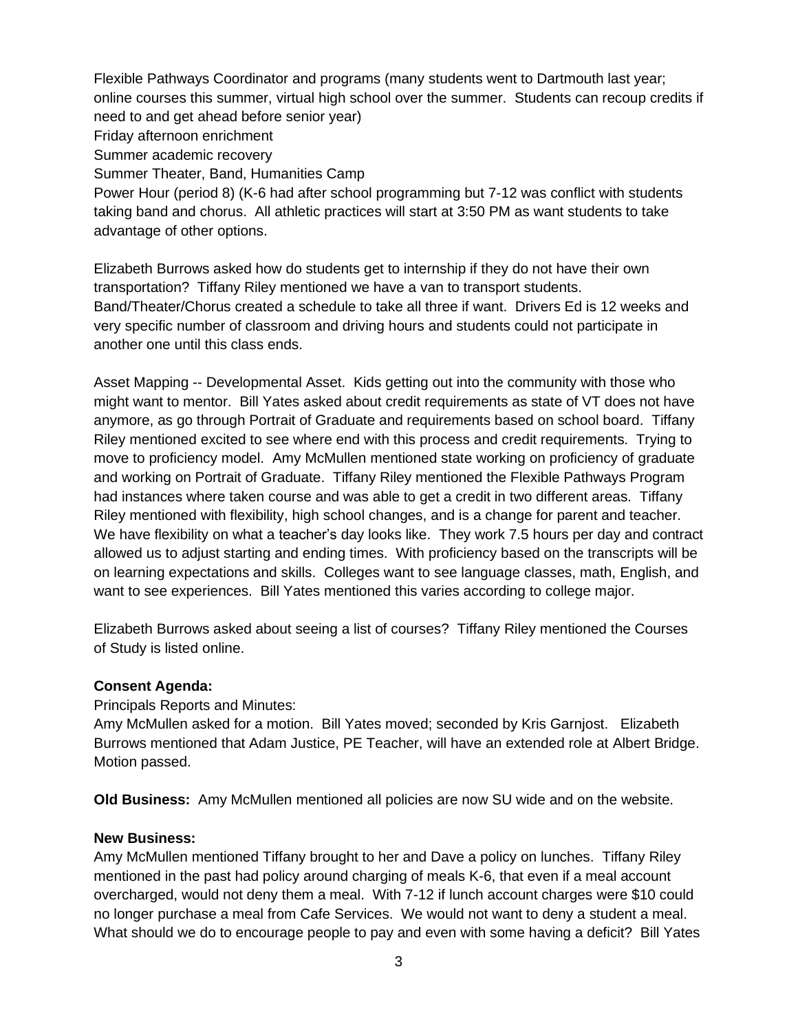Flexible Pathways Coordinator and programs (many students went to Dartmouth last year; online courses this summer, virtual high school over the summer. Students can recoup credits if need to and get ahead before senior year)

Friday afternoon enrichment

Summer academic recovery

Summer Theater, Band, Humanities Camp

Power Hour (period 8) (K-6 had after school programming but 7-12 was conflict with students taking band and chorus. All athletic practices will start at 3:50 PM as want students to take advantage of other options.

Elizabeth Burrows asked how do students get to internship if they do not have their own transportation? Tiffany Riley mentioned we have a van to transport students. Band/Theater/Chorus created a schedule to take all three if want. Drivers Ed is 12 weeks and very specific number of classroom and driving hours and students could not participate in another one until this class ends.

Asset Mapping -- Developmental Asset. Kids getting out into the community with those who might want to mentor. Bill Yates asked about credit requirements as state of VT does not have anymore, as go through Portrait of Graduate and requirements based on school board. Tiffany Riley mentioned excited to see where end with this process and credit requirements. Trying to move to proficiency model. Amy McMullen mentioned state working on proficiency of graduate and working on Portrait of Graduate. Tiffany Riley mentioned the Flexible Pathways Program had instances where taken course and was able to get a credit in two different areas. Tiffany Riley mentioned with flexibility, high school changes, and is a change for parent and teacher. We have flexibility on what a teacher's day looks like. They work 7.5 hours per day and contract allowed us to adjust starting and ending times. With proficiency based on the transcripts will be on learning expectations and skills. Colleges want to see language classes, math, English, and want to see experiences. Bill Yates mentioned this varies according to college major.

Elizabeth Burrows asked about seeing a list of courses? Tiffany Riley mentioned the Courses of Study is listed online.

**Consent Agenda:**

Principals Reports and Minutes:

Amy McMullen asked for a motion. Bill Yates moved; seconded by Kris Garnjost. Elizabeth Burrows mentioned that Adam Justice, PE Teacher, will have an extended role at Albert Bridge. Motion passed.

**Old Business:** Amy McMullen mentioned all policies are now SU wide and on the website.

**New Business:**

Amy McMullen mentioned Tiffany brought to her and Dave a policy on lunches. Tiffany Riley mentioned in the past had policy around charging of meals K-6, that even if a meal account overcharged, would not deny them a meal. With 7-12 if lunch account charges were $10 could no longer purchase a meal from Cafe Services. We would not want to deny a student a meal. What should we do to encourage people to pay and even with some having a deficit? Bill Yates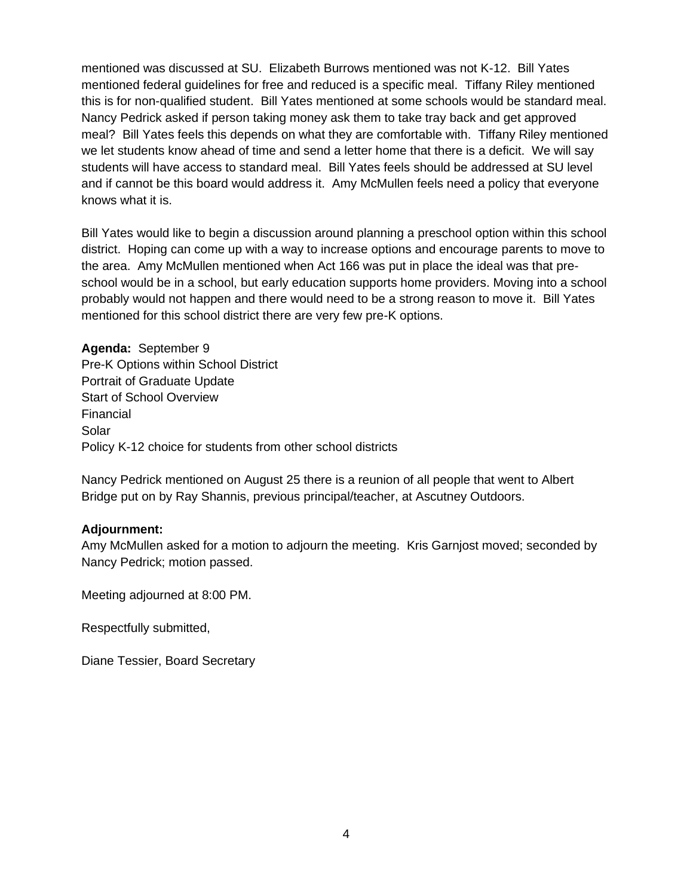mentioned was discussed at SU. Elizabeth Burrows mentioned was not K-12. Bill Yates mentioned federal guidelines for free and reduced is a specific meal. Tiffany Riley mentioned this is for non-qualified student. Bill Yates mentioned at some schools would be standard meal. Nancy Pedrick asked if person taking money ask them to take tray back and get approved meal? Bill Yates feels this depends on what they are comfortable with. Tiffany Riley mentioned we let students know ahead of time and send a letter home that there is a deficit. We will say students will have access to standard meal. Bill Yates feels should be addressed at SU level and if cannot be this board would address it. Amy McMullen feels need a policy that everyone knows what it is.

Bill Yates would like to begin a discussion around planning a preschool option within this school district. Hoping can come up with a way to increase options and encourage parents to move to the area. Amy McMullen mentioned when Act 166 was put in place the ideal was that pre-school would be in a school, but early education supports home providers. Moving into a school probably would not happen and there would need to be a strong reason to move it. Bill Yates mentioned for this school district there are very few pre-K options.

**Agenda:** September 9
Pre-K Options within School District
Portrait of Graduate Update
Start of School Overview
Financial
Solar
Policy K-12 choice for students from other school districts

Nancy Pedrick mentioned on August 25 there is a reunion of all people that went to Albert Bridge put on by Ray Shannis, previous principal/teacher, at Ascutney Outdoors.

**Adjournment:**
Amy McMullen asked for a motion to adjourn the meeting. Kris Garnjost moved; seconded by Nancy Pedrick; motion passed.

Meeting adjourned at 8:00 PM.

Respectfully submitted,

Diane Tessier, Board Secretary